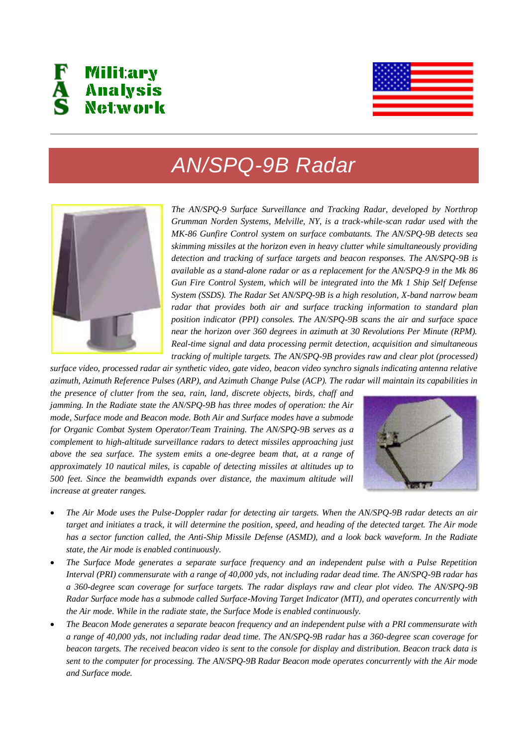# AN/SPQ-9B Radar

*The AN/SPQ-9 Surface Surveillance and Tracking Radar, developed by Northrop Grumman Norden Systems, Melville, NY, is a track-while-scan radar used with the MK-86 Gunfire Control system on surface combatants. The AN/SPQ-9B detects sea skimming missiles at the horizon even in heavy clutter while simultaneously providing detection and tracking of surface targets and beacon responses. The AN/SPQ-9B is available as a stand-alone radar or as a replacement for the AN/SPQ-9 in the Mk 86 Gun Fire Control System, which will be integrated into the Mk 1 Ship Self Defense System (SSDS). The Radar Set AN/SPQ-9B is a high resolution, X-band narrow beam radar that provides both air and surface tracking information to standard plan position indicator (PPI) consoles. The AN/SPQ-9B scans the air and surface space near the horizon over 360 degrees in azimuth at 30 Revolutions Per Minute (RPM). Real-time signal and data processing permit detection, acquisition and simultaneous tracking of multiple targets. The AN/SPQ-9B provides raw and clear plot (processed) surface video, processed radar air synthetic video, gate video, beacon video synchro signals indicating antenna relative azimuth, Azimuth Reference Pulses (ARP), and Azimuth Change Pulse (ACP). The radar will maintain its capabilities in the presence of clutter from the sea, rain, land, discrete objects, birds, chaff and jamming. In the Radiate state the AN/SPQ-9B has three modes of operation: the Air mode, Surface mode and Beacon mode. Both Air and Surface modes have a submode for Organic Combat System Operator/Team Training. The AN/SPQ-9B serves as a complement to high-altitude surveillance radars to detect missiles approaching just above the sea surface. The system emits a one-degree beam that, at a range of approximately 10 nautical miles, is capable of detecting missiles at altitudes up to 500 feet. Since the beamwidth expands over distance, the maximum altitude will increase at greater ranges.*

- *The Air Mode uses the Pulse-Doppler radar for detecting air targets. When the AN/SPQ-9B radar detects an air target and initiates a track, it will determine the position, speed, and heading of the detected target. The Air mode has a sector function called, the Anti-Ship Missile Defense (ASMD), and a look back waveform. In the Radiate state, the Air mode is enabled continuously.*
- *The Surface Mode generates a separate surface frequency and an independent pulse with a Pulse Repetition Interval (PRI) commensurate with a range of 40,000 yds, not including radar dead time. The AN/SPQ-9B radar has a 360-degree scan coverage for surface targets. The radar displays raw and clear plot video. The AN/SPQ-9B Radar Surface mode has a submode called Surface-Moving Target Indicator (MTI), and operates concurrently with the Air mode. While in the radiate state, the Surface Mode is enabled continuously.*
- *The Beacon Mode generates a separate beacon frequency and an independent pulse with a PRI commensurate with a range of 40,000 yds, not including radar dead time. The AN/SPQ-9B radar has a 360-degree scan coverage for beacon targets. The received beacon video is sent to the console for display and distribution. Beacon track data is sent to the computer for processing. The AN/SPQ-9B Radar Beacon mode operates concurrently with the Air mode and Surface mode.*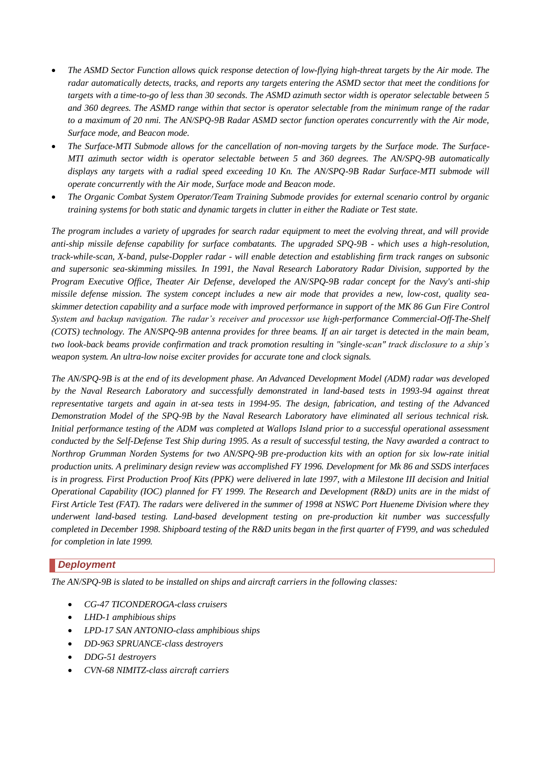- *The ASMD Sector Function allows quick response detection of low-flying high-threat targets by the Air mode. The radar automatically detects, tracks, and reports any targets entering the ASMD sector that meet the conditions for targets with a time-to-go of less than 30 seconds. The ASMD azimuth sector width is operator selectable between 5 and 360 degrees. The ASMD range within that sector is operator selectable from the minimum range of the radar to a maximum of 20 nmi. The AN/SPQ-9B Radar ASMD sector function operates concurrently with the Air mode, Surface mode, and Beacon mode.*
- *The Surface-MTI Submode allows for the cancellation of non-moving targets by the Surface mode. The Surface-MTI azimuth sector width is operator selectable between 5 and 360 degrees. The AN/SPQ-9B automatically displays any targets with a radial speed exceeding 10 Kn. The AN/SPQ-9B Radar Surface-MTI submode will operate concurrently with the Air mode, Surface mode and Beacon mode.*
- *The Organic Combat System Operator/Team Training Submode provides for external scenario control by organic training systems for both static and dynamic targets in clutter in either the Radiate or Test state.*

*The program includes a variety of upgrades for search radar equipment to meet the evolving threat, and will provide anti-ship missile defense capability for surface combatants. The upgraded SPQ-9B - which uses a high-resolution, track-while-scan, X-band, pulse-Doppler radar - will enable detection and establishing firm track ranges on subsonic and supersonic sea-skimming missiles. In 1991, the Naval Research Laboratory Radar Division, supported by the Program Executive Office, Theater Air Defense, developed the AN/SPQ-9B radar concept for the Navy's anti-ship missile defense mission. The system concept includes a new air mode that provides a new, low-cost, quality sea-skimmer detection capability and a surface mode with improved performance in support of the MK 86 Gun Fire Control System and backup navigation. The radar's receiver and processor use high-performance Commercial-Off-The-Shelf (COTS) technology. The AN/SPQ-9B antenna provides for three beams. If an air target is detected in the main beam, two look-back beams provide confirmation and track promotion resulting in "single-scan" track disclosure to a ship's weapon system. An ultra-low noise exciter provides for accurate tone and clock signals.*

*The AN/SPQ-9B is at the end of its development phase. An Advanced Development Model (ADM) radar was developed by the Naval Research Laboratory and successfully demonstrated in land-based tests in 1993-94 against threat representative targets and again in at-sea tests in 1994-95. The design, fabrication, and testing of the Advanced Demonstration Model of the SPQ-9B by the Naval Research Laboratory have eliminated all serious technical risk. Initial performance testing of the ADM was completed at Wallops Island prior to a successful operational assessment conducted by the Self-Defense Test Ship during 1995. As a result of successful testing, the Navy awarded a contract to Northrop Grumman Norden Systems for two AN/SPQ-9B pre-production kits with an option for six low-rate initial production units. A preliminary design review was accomplished FY 1996. Development for Mk 86 and SSDS interfaces is in progress. First Production Proof Kits (PPK) were delivered in late 1997, with a Milestone III decision and Initial Operational Capability (IOC) planned for FY 1999. The Research and Development (R&D) units are in the midst of First Article Test (FAT). The radars were delivered in the summer of 1998 at NSWC Port Hueneme Division where they underwent land-based testing. Land-based development testing on pre-production kit number was successfully completed in December 1998. Shipboard testing of the R&D units began in the first quarter of FY99, and was scheduled for completion in late 1999.*

## *Deployment*

*The AN/SPQ-9B is slated to be installed on ships and aircraft carriers in the following classes:*

- *CG-47 TICONDEROGA-class cruisers*
- *LHD-1 amphibious ships*
- *LPD-17 SAN ANTONIO-class amphibious ships*
- *DD-963 SPRUANCE-class destroyers*
- *DDG-51 destroyers*
- *CVN-68 NIMITZ-class aircraft carriers*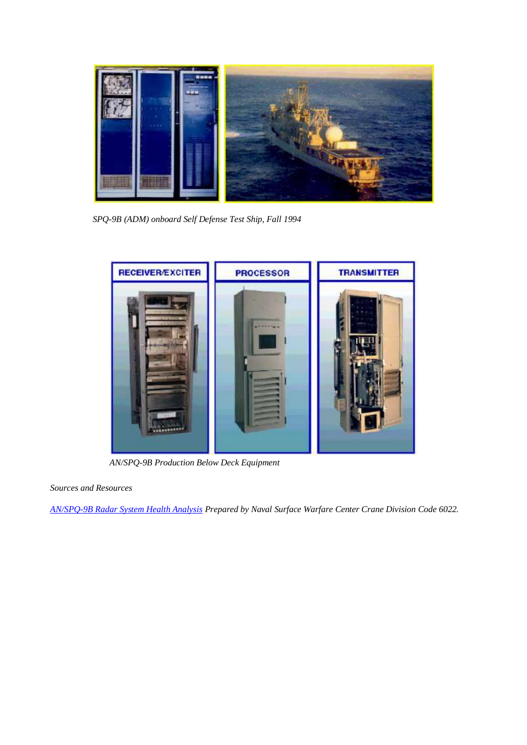*SPQ-9B (ADM) onboard Self Defense Test Ship, Fall 1994*

RECEIVER/EXCITER

PROCESSOR

TRANSMITTER

*AN/SPQ-9B Production Below Deck Equipment*

*Sources and Resources*

*[AN/SPQ-9B Radar System Health Analysis](#) Prepared by Naval Surface Warfare Center Crane Division Code 6022.*